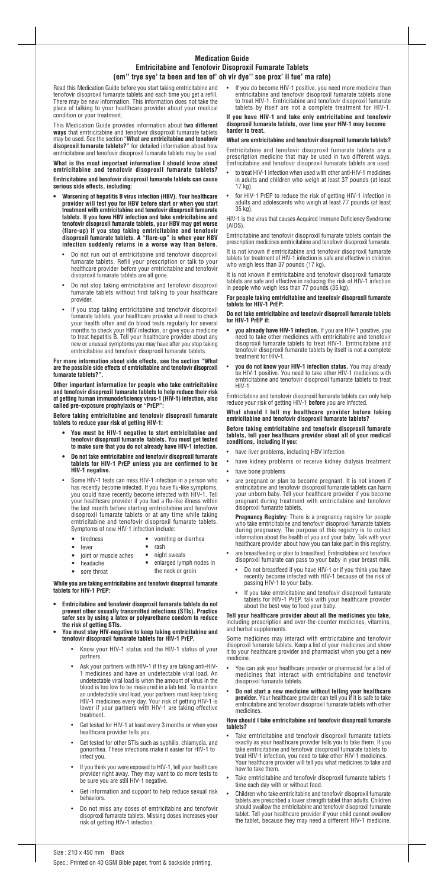# Medication Guide

## Emtricitabine and Tenofovir Disoproxil Fumarate Tablets

**(em'' trye sye' ta been and ten of' oh vir dye'' soe prox' il fue' ma rate)**

Read this Medication Guide before you start taking emtricitabine and tenofovir disoproxil fumarate tablets and each time you get a refill. There may be new information. This information does not take the place of talking to your healthcare provider about your medical condition or your treatment.

This Medication Guide provides information about **two different ways** that emtricitabine and tenofovir disoproxil fumarate tablets may be used. See the section "**What are emtricitabine and tenofovir disoproxil fumarate tablets?**" for detailed information about how emtricitabine and tenofovir disoproxil fumarate tablets may be used.

### What is the most important information I should know about emtricitabine and tenofovir disoproxil fumarate tablets?

**Emtricitabine and tenofovir disoproxil fumarate tablets can cause serious side effects, including:**

- **Worsening of hepatitis B virus infection (HBV). Your healthcare provider will test you for HBV before start or when you start treatment with emtricitabine and tenofovir disoproxil fumarate tablets. If you have HBV infection and take emtricitabine and tenofovir disoproxil fumarate tablets, your HBV may get worse (flare-up) if you stop taking emtricitabine and tenofovir disoproxil fumarate tablets. A "flare-up" is when your HBV infection suddenly returns in a worse way than before.**
  - Do not run out of emtricitabine and tenofovir disoproxil fumarate tablets. Refill your prescription or talk to your healthcare provider before your emtricitabine and tenofovir disoproxil fumarate tablets are all gone.
  - Do not stop taking emtricitabine and tenofovir disoproxil fumarate tablets without first talking to your healthcare provider.
  - If you stop taking emtricitabine and tenofovir disoproxil fumarate tablets, your healthcare provider will need to check your health often and do blood tests regularly for several months to check your HBV infection, or give you a medicine to treat hepatitis B. Tell your healthcare provider about any new or unusual symptoms you may have after you stop taking emtricitabine and tenofovir disoproxil fumarate tablets.

**For more information about side effects, see the section "What are the possible side effects of emtricitabine and tenofovir disoproxil fumarate tablets?".**

**Other important information for people who take emtricitabine and tenofovir disoproxil fumarate tablets to help reduce their risk of getting human immunodeficiency virus-1 (HIV-1) infection, also called pre-exposure prophylaxis or "PrEP":**

**Before taking emtricitabine and tenofovir disoproxil fumarate tablets to reduce your risk of getting HIV-1:**

- **You must be HIV-1 negative to start emtricitabine and tenofovir disoproxil fumarate tablets. You must get tested to make sure that you do not already have HIV-1 infection.**
- **Do not take emtricitabine and tenofovir disoproxil fumarate tablets for HIV-1 PrEP unless you are confirmed to be HIV-1 negative.**
- Some HIV-1 tests can miss HIV-1 infection in a person who has recently become infected. If you have flu-like symptoms, you could have recently become infected with HIV-1. Tell your healthcare provider if you had a flu-like illness within the last month before starting emtricitabine and tenofovir disoproxil fumarate tablets or at any time while taking emtricitabine and tenofovir disoproxil fumarate tablets. Symptoms of new HIV-1 infection include:
  - tiredness
  - fever
  - joint or muscle aches
  - headache
  - sore throat
  - vomiting or diarrhea
  - rash
  - night sweats
  - enlarged lymph nodes in the neck or groin

**While you are taking emtricitabine and tenofovir disoproxil fumarate tablets for HIV-1 PrEP:**

- **Emtricitabine and tenofovir disoproxil fumarate tablets do not prevent other sexually transmitted infections (STIs). Practice safer sex by using a latex or polyurethane condom to reduce the risk of getting STIs.**
- **You must stay HIV-negative to keep taking emtricitabine and tenofovir disoproxil fumarate tablets for HIV-1 PrEP.**
  - Know your HIV-1 status and the HIV-1 status of your partners.
  - Ask your partners with HIV-1 if they are taking anti-HIV-1 medicines and have an undetectable viral load. An undetectable viral load is when the amount of virus in the blood is too low to be measured in a lab test. To maintain an undetectable viral load, your partners must keep taking HIV-1 medicines every day. Your risk of getting HIV-1 is lower if your partners with HIV-1 are taking effective treatment.
  - Get tested for HIV-1 at least every 3 months or when your healthcare provider tells you.
  - Get tested for other STIs such as syphilis, chlamydia, and gonorrhea. These infections make it easier for HIV-1 to infect you.
  - If you think you were exposed to HIV-1, tell your healthcare provider right away. They may want to do more tests to be sure you are still HIV-1 negative.
  - Get information and support to help reduce sexual risk behaviors.
  - Do not miss any doses of emtricitabine and tenofovir disoproxil fumarate tablets. Missing doses increases your risk of getting HIV-1 infection.
  - If you do become HIV-1 positive, you need more medicine than emtricitabine and tenofovir disoproxil fumarate tablets alone to treat HIV-1. Emtricitabine and tenofovir disoproxil fumarate tablets by itself are not a complete treatment for HIV-1.

**If you have HIV-1 and take only emtricitabine and tenofovir disoproxil fumarate tablets, over time your HIV-1 may become harder to treat.**

### What are emtricitabine and tenofovir disoproxil fumarate tablets?

Emtricitabine and tenofovir disoproxil fumarate tablets are a prescription medicine that may be used in two different ways. Emtricitabine and tenofovir disoproxil fumarate tablets are used:

- to treat HIV-1 infection when used with other anti-HIV-1 medicines in adults and children who weigh at least 37 pounds (at least 17 kg).
- for HIV-1 PrEP to reduce the risk of getting HIV-1 infection in adults and adolescents who weigh at least 77 pounds (at least 35 kg).

HIV-1 is the virus that causes Acquired Immune Deficiency Syndrome (AIDS).

Emtricitabine and tenofovir disoproxil fumarate tablets contain the prescription medicines emtricitabine and tenofovir disoproxil fumarate.

It is not known if emtricitabine and tenofovir disoproxil fumarate tablets for treatment of HIV-1 infection is safe and effective in children who weigh less than 37 pounds (17 kg).

It is not known if emtricitabine and tenofovir disoproxil fumarate tablets are safe and effective in reducing the risk of HIV-1 infection in people who weigh less than 77 pounds (35 kg).

**For people taking emtricitabine and tenofovir disoproxil fumarate tablets for HIV-1 PrEP:**

**Do not take emtricitabine and tenofovir disoproxil fumarate tablets for HIV-1 PrEP if:**

- **you already have HIV-1 infection.** If you are HIV-1 positive, you need to take other medicines with emtricitabine and tenofovir disoproxil fumarate tablets to treat HIV-1. Emtricitabine and tenofovir disoproxil fumarate tablets by itself is not a complete treatment for HIV-1.
- **you do not know your HIV-1 infection status.** You may already be HIV-1 positive. You need to take other HIV-1 medicines with emtricitabine and tenofovir disoproxil fumarate tablets to treat HIV-1.

Emtricitabine and tenofovir disoproxil fumarate tablets can only help reduce your risk of getting HIV-1 **before** you are infected.

### What should I tell my healthcare provider before taking emtricitabine and tenofovir disoproxil fumarate tablets?

**Before taking emtricitabine and tenofovir disoproxil fumarate tablets, tell your healthcare provider about all of your medical conditions, including if you:**

- have liver problems, including HBV infection
- have kidney problems or receive kidney dialysis treatment
- have bone problems
- are pregnant or plan to become pregnant. It is not known if emtricitabine and tenofovir disoproxil fumarate tablets can harm your unborn baby. Tell your healthcare provider if you become pregnant during treatment with emtricitabine and tenofovir disoproxil fumarate tablets.

  **Pregnancy Registry:** There is a pregnancy registry for people who take emtricitabine and tenofovir disoproxil fumarate tablets during pregnancy. The purpose of this registry is to collect information about the health of you and your baby. Talk with your healthcare provider about how you can take part in this registry.
- are breastfeeding or plan to breastfeed. Emtricitabine and tenofovir disoproxil fumarate can pass to your baby in your breast milk.
  - Do not breastfeed if you have HIV-1 or if you think you have recently been infected with HIV-1 because of the risk of passing HIV-1 to your baby.
  - If you take emtricitabine and tenofovir disoproxil fumarate tablets for HIV-1 PrEP, talk with your healthcare provider about the best way to feed your baby.

**Tell your healthcare provider about all the medicines you take,** including prescription and over-the-counter medicines, vitamins, and herbal supplements.

Some medicines may interact with emtricitabine and tenofovir disoproxil fumarate tablets. Keep a list of your medicines and show it to your healthcare provider and pharmacist when you get a new medicine.

- You can ask your healthcare provider or pharmacist for a list of medicines that interact with emtricitabine and tenofovir disoproxil fumarate tablets.
- **Do not start a new medicine without telling your healthcare provider.** Your healthcare provider can tell you if it is safe to take emtricitabine and tenofovir disoproxil fumarate tablets with other medicines.

### How should I take emtricitabine and tenofovir disoproxil fumarate tablets?

- Take emtricitabine and tenofovir disoproxil fumarate tablets exactly as your healthcare provider tells you to take them. If you take emtricitabine and tenofovir disoproxil fumarate tablets to treat HIV-1 infection, you need to take other HIV-1 medicines. Your healthcare provider will tell you what medicines to take and how to take them.
- Take emtricitabine and tenofovir disoproxil fumarate tablets 1 time each day with or without food.
- Children who take emtricitabine and tenofovir disoproxil fumarate tablets are prescribed a lower strength tablet than adults. Children should swallow the emtricitabine and tenofovir disoproxil fumarate tablet. Tell your healthcare provider if your child cannot swallow the tablet, because they may need a different HIV-1 medicine.

Size : 210 x 450 mm Black

Spec.: Printed on 40 GSM Bible paper, front & backside printing.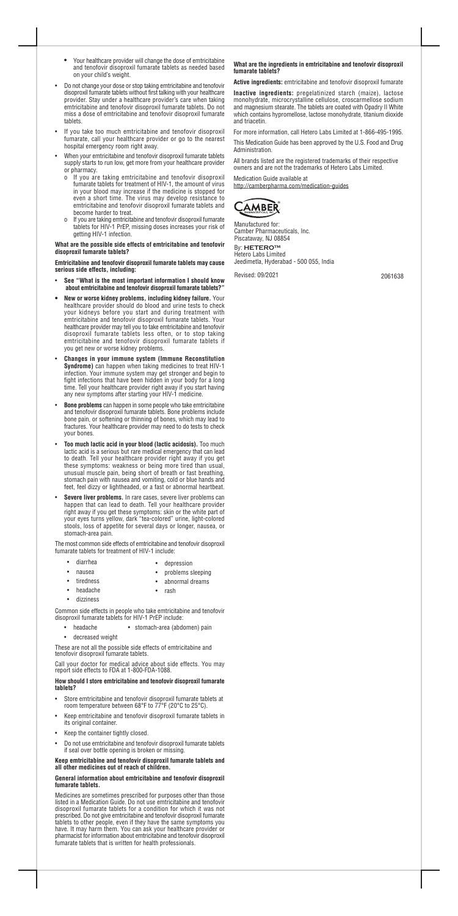- Your healthcare provider will change the dose of emtricitabine and tenofovir disoproxil fumarate tablets as needed based on your child's weight.

- Do not change your dose or stop taking emtricitabine and tenofovir disoproxil fumarate tablets without first talking with your healthcare provider. Stay under a healthcare provider's care when taking emtricitabine and tenofovir disoproxil fumarate tablets. Do not miss a dose of emtricitabine and tenofovir disoproxil fumarate tablets.
- If you take too much emtricitabine and tenofovir disoproxil fumarate, call your healthcare provider or go to the nearest hospital emergency room right away.
- When your emtricitabine and tenofovir disoproxil fumarate tablets supply starts to run low, get more from your healthcare provider or pharmacy.
  - o If you are taking emtricitabine and tenofovir disoproxil fumarate tablets for treatment of HIV-1, the amount of virus in your blood may increase if the medicine is stopped for even a short time. The virus may develop resistance to emtricitabine and tenofovir disoproxil fumarate tablets and become harder to treat.
  - o If you are taking emtricitabine and tenofovir disoproxil fumarate tablets for HIV-1 PrEP, missing doses increases your risk of getting HIV-1 infection.

**What are the possible side effects of emtricitabine and tenofovir disoproxil fumarate tablets?**

**Emtricitabine and tenofovir disoproxil fumarate tablets may cause serious side effects, including:**

- **See "What is the most important information I should know about emtricitabine and tenofovir disoproxil fumarate tablets?"**
- **New or worse kidney problems, including kidney failure.** Your healthcare provider should do blood and urine tests to check your kidneys before you start and during treatment with emtricitabine and tenofovir disoproxil fumarate tablets. Your healthcare provider may tell you to take emtricitabine and tenofovir disoproxil fumarate tablets less often, or to stop taking emtricitabine and tenofovir disoproxil fumarate tablets if you get new or worse kidney problems.
- **Changes in your immune system (Immune Reconstitution Syndrome)** can happen when taking medicines to treat HIV-1 infection. Your immune system may get stronger and begin to fight infections that have been hidden in your body for a long time. Tell your healthcare provider right away if you start having any new symptoms after starting your HIV-1 medicine.
- **Bone problems** can happen in some people who take emtricitabine and tenofovir disoproxil fumarate tablets. Bone problems include bone pain, or softening or thinning of bones, which may lead to fractures. Your healthcare provider may need to do tests to check your bones.
- **Too much lactic acid in your blood (lactic acidosis).** Too much lactic acid is a serious but rare medical emergency that can lead to death. Tell your healthcare provider right away if you get these symptoms: weakness or being more tired than usual, unusual muscle pain, being short of breath or fast breathing, stomach pain with nausea and vomiting, cold or blue hands and feet, feel dizzy or lightheaded, or a fast or abnormal heartbeat.
- **Severe liver problems.** In rare cases, severe liver problems can happen that can lead to death. Tell your healthcare provider right away if you get these symptoms: skin or the white part of your eyes turns yellow, dark "tea-colored" urine, light-colored stools, loss of appetite for several days or longer, nausea, or stomach-area pain.

The most common side effects of emtricitabine and tenofovir disoproxil fumarate tablets for treatment of HIV-1 include:

- diarrhea
- nausea
- tiredness
- headache
- dizziness
- depression
- problems sleeping
- abnormal dreams
- rash

Common side effects in people who take emtricitabine and tenofovir disoproxil fumarate tablets for HIV-1 PrEP include:

- headache
- stomach-area (abdomen) pain
- decreased weight

These are not all the possible side effects of emtricitabine and tenofovir disoproxil fumarate tablets.

Call your doctor for medical advice about side effects. You may report side effects to FDA at 1-800-FDA-1088.

**How should I store emtricitabine and tenofovir disoproxil fumarate tablets?**

- Store emtricitabine and tenofovir disoproxil fumarate tablets at room temperature between 68°F to 77°F (20°C to 25°C).
- Keep emtricitabine and tenofovir disoproxil fumarate tablets in its original container.
- Keep the container tightly closed.
- Do not use emtricitabine and tenofovir disoproxil fumarate tablets if seal over bottle opening is broken or missing.

**Keep emtricitabine and tenofovir disoproxil fumarate tablets and all other medicines out of reach of children.**

**General information about emtricitabine and tenofovir disoproxil fumarate tablets.**

Medicines are sometimes prescribed for purposes other than those listed in a Medication Guide. Do not use emtricitabine and tenofovir disoproxil fumarate tablets for a condition for which it was not prescribed. Do not give emtricitabine and tenofovir disoproxil fumarate tablets to other people, even if they have the same symptoms you have. It may harm them. You can ask your healthcare provider or pharmacist for information about emtricitabine and tenofovir disoproxil fumarate tablets that is written for health professionals.

**What are the ingredients in emtricitabine and tenofovir disoproxil fumarate tablets?**

**Active ingredients:** emtricitabine and tenofovir disoproxil fumarate

**Inactive ingredients:** pregelatinized starch (maize), lactose monohydrate, microcrystalline cellulose, croscarmellose sodium and magnesium stearate. The tablets are coated with Opadry II White which contains hypromellose, lactose monohydrate, titanium dioxide and triacetin.

For more information, call Hetero Labs Limited at 1-866-495-1995.

This Medication Guide has been approved by the U.S. Food and Drug Administration.

All brands listed are the registered trademarks of their respective owners and are not the trademarks of Hetero Labs Limited.

Medication Guide available at http://camberpharma.com/medication-guides

CAMBER PHARMACEUTICALS, INC.

Manufactured for:
Camber Pharmaceuticals, Inc.
Piscataway, NJ 08854

By: HETERO™
Hetero Labs Limited
Jeedimetla, Hyderabad - 500 055, India

Revised: 09/2021

2061638